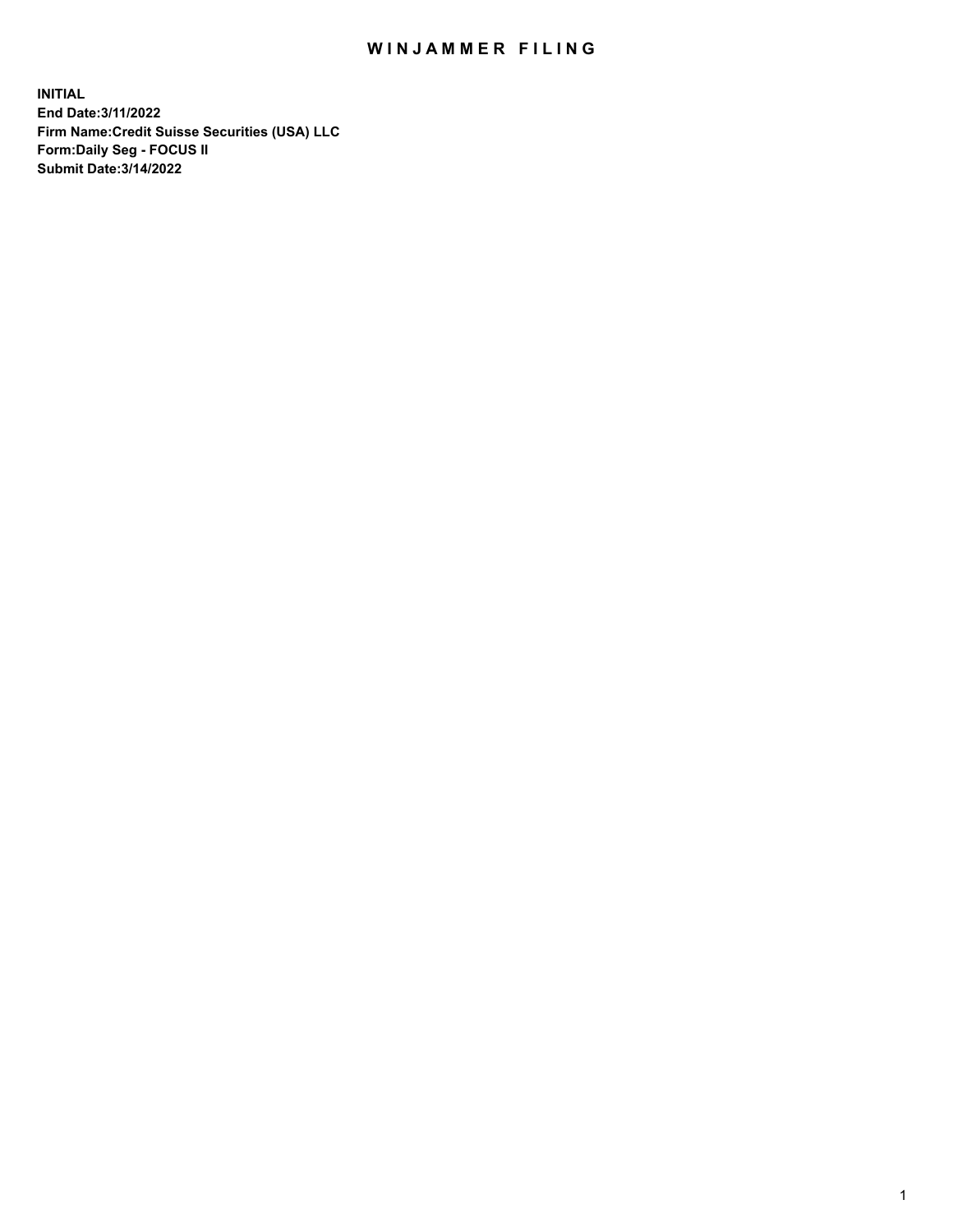# WINJAMMER FILING

**INITIAL**
**End Date:3/11/2022**
**Firm Name:Credit Suisse Securities (USA) LLC**
**Form:Daily Seg - FOCUS II**
**Submit Date:3/14/2022**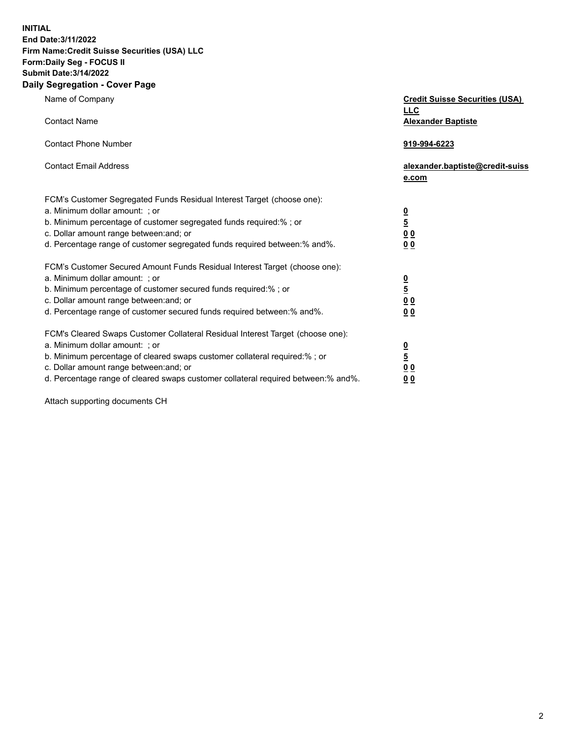**INITIAL**
**End Date:3/11/2022**
**Firm Name:Credit Suisse Securities (USA) LLC**
**Form:Daily Seg - FOCUS II**
**Submit Date:3/14/2022**

## Daily Segregation - Cover Page

| | |
|---|---|
| Name of Company | **Credit Suisse Securities (USA) LLC** |
| Contact Name | **Alexander Baptiste** |
| Contact Phone Number | **919-994-6223** |
| Contact Email Address | **alexander.baptiste@credit-suisse.com** |
| FCM's Customer Segregated Funds Residual Interest Target (choose one): | |
| a. Minimum dollar amount: ; or | **0** |
| b. Minimum percentage of customer segregated funds required:% ; or | **5** |
| c. Dollar amount range between:and; or | **0 0** |
| d. Percentage range of customer segregated funds required between:% and%. | **0 0** |
| FCM's Customer Secured Amount Funds Residual Interest Target (choose one): | |
| a. Minimum dollar amount: ; or | **0** |
| b. Minimum percentage of customer secured funds required:% ; or | **5** |
| c. Dollar amount range between:and; or | **0 0** |
| d. Percentage range of customer secured funds required between:% and%. | **0 0** |
| FCM's Cleared Swaps Customer Collateral Residual Interest Target (choose one): | |
| a. Minimum dollar amount: ; or | **0** |
| b. Minimum percentage of cleared swaps customer collateral required:% ; or | **5** |
| c. Dollar amount range between:and; or | **0 0** |
| d. Percentage range of cleared swaps customer collateral required between:% and%. | **0 0** |

Attach supporting documents CH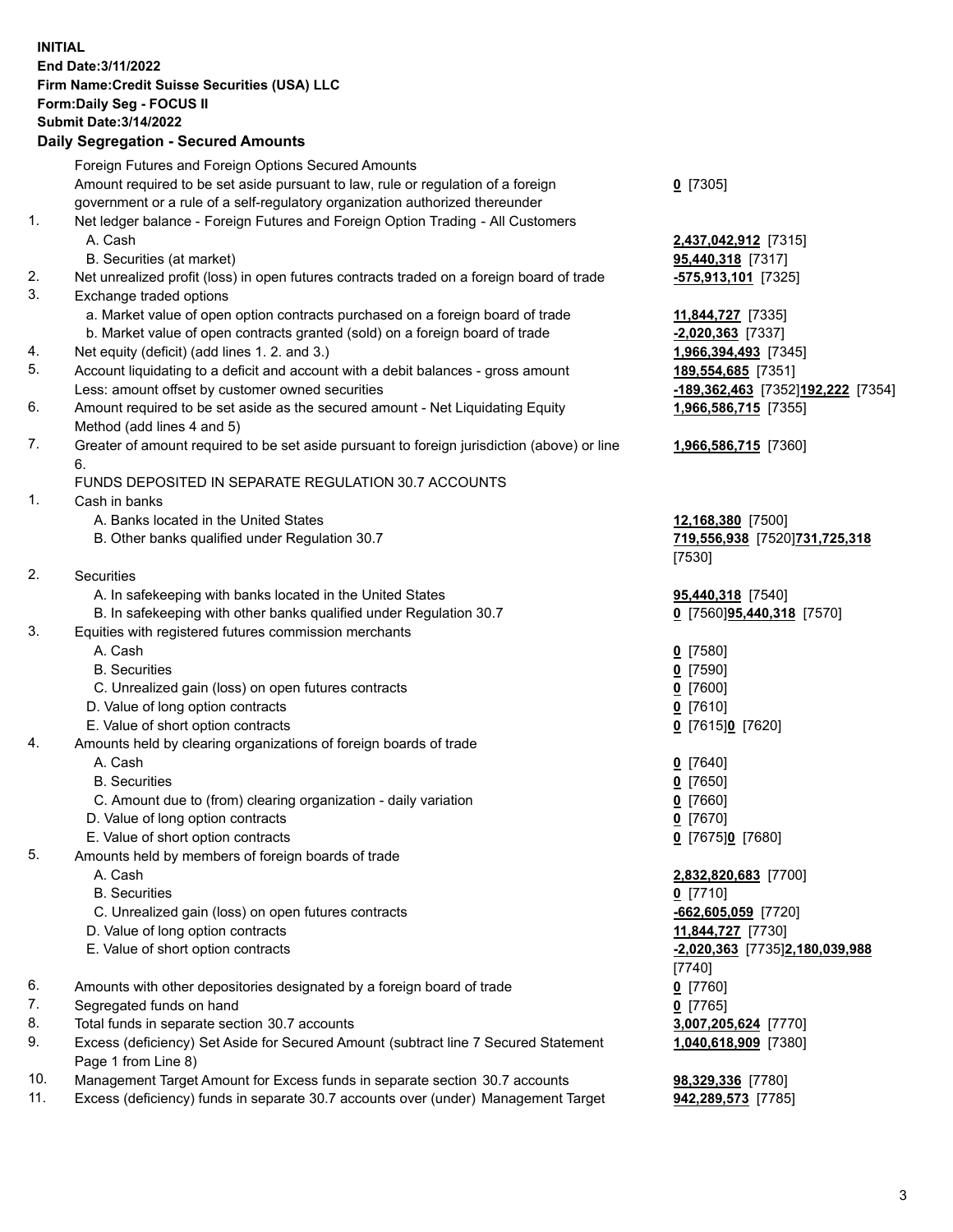**INITIAL**
**End Date:3/11/2022**
**Firm Name:Credit Suisse Securities (USA) LLC**
**Form:Daily Seg - FOCUS II**
**Submit Date:3/14/2022**

## Daily Segregation - Secured Amounts

| | | |
|---|---|---|
| | Foreign Futures and Foreign Options Secured Amounts | |
| | Amount required to be set aside pursuant to law, rule or regulation of a foreign government or a rule of a self-regulatory organization authorized thereunder | **0** [7305] |
| 1. | Net ledger balance - Foreign Futures and Foreign Option Trading - All Customers | |
| | A. Cash | **2,437,042,912** [7315] |
| | B. Securities (at market) | **95,440,318** [7317] |
| 2. | Net unrealized profit (loss) in open futures contracts traded on a foreign board of trade | **-575,913,101** [7325] |
| 3. | Exchange traded options | |
| | a. Market value of open option contracts purchased on a foreign board of trade | **11,844,727** [7335] |
| | b. Market value of open contracts granted (sold) on a foreign board of trade | **-2,020,363** [7337] |
| 4. | Net equity (deficit) (add lines 1. 2. and 3.) | **1,966,394,493** [7345] |
| 5. | Account liquidating to a deficit and account with a debit balances - gross amount | **189,554,685** [7351] |
| | Less: amount offset by customer owned securities | **-189,362,463** [7352]**192,222** [7354] |
| 6. | Amount required to be set aside as the secured amount - Net Liquidating Equity Method (add lines 4 and 5) | **1,966,586,715** [7355] |
| 7. | Greater of amount required to be set aside pursuant to foreign jurisdiction (above) or line 6. | **1,966,586,715** [7360] |
| | FUNDS DEPOSITED IN SEPARATE REGULATION 30.7 ACCOUNTS | |
| 1. | Cash in banks | |
| | A. Banks located in the United States | **12,168,380** [7500] |
| | B. Other banks qualified under Regulation 30.7 | **719,556,938** [7520]**731,725,318** [7530] |
| 2. | Securities | |
| | A. In safekeeping with banks located in the United States | **95,440,318** [7540] |
| | B. In safekeeping with other banks qualified under Regulation 30.7 | **0** [7560]**95,440,318** [7570] |
| 3. | Equities with registered futures commission merchants | |
| | A. Cash | **0** [7580] |
| | B. Securities | **0** [7590] |
| | C. Unrealized gain (loss) on open futures contracts | **0** [7600] |
| | D. Value of long option contracts | **0** [7610] |
| | E. Value of short option contracts | **0** [7615]**0** [7620] |
| 4. | Amounts held by clearing organizations of foreign boards of trade | |
| | A. Cash | **0** [7640] |
| | B. Securities | **0** [7650] |
| | C. Amount due to (from) clearing organization - daily variation | **0** [7660] |
| | D. Value of long option contracts | **0** [7670] |
| | E. Value of short option contracts | **0** [7675]**0** [7680] |
| 5. | Amounts held by members of foreign boards of trade | |
| | A. Cash | **2,832,820,683** [7700] |
| | B. Securities | **0** [7710] |
| | C. Unrealized gain (loss) on open futures contracts | **-662,605,059** [7720] |
| | D. Value of long option contracts | **11,844,727** [7730] |
| | E. Value of short option contracts | **-2,020,363** [7735]**2,180,039,988** [7740] |
| 6. | Amounts with other depositories designated by a foreign board of trade | **0** [7760] |
| 7. | Segregated funds on hand | **0** [7765] |
| 8. | Total funds in separate section 30.7 accounts | **3,007,205,624** [7770] |
| 9. | Excess (deficiency) Set Aside for Secured Amount (subtract line 7 Secured Statement Page 1 from Line 8) | **1,040,618,909** [7380] |
| 10. | Management Target Amount for Excess funds in separate section 30.7 accounts | **98,329,336** [7780] |
| 11. | Excess (deficiency) funds in separate 30.7 accounts over (under) Management Target | **942,289,573** [7785] |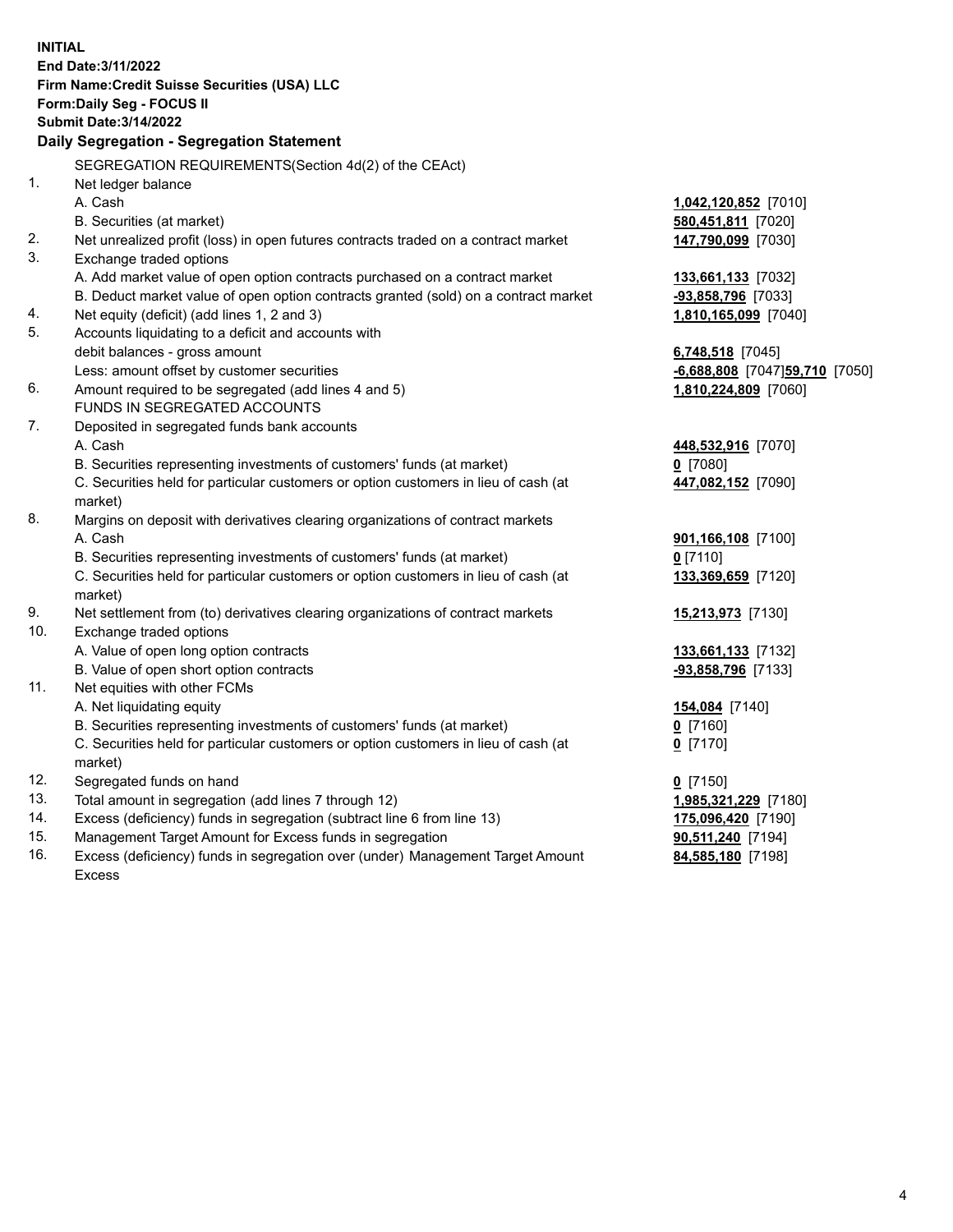**INITIAL**
**End Date:3/11/2022**
**Firm Name:Credit Suisse Securities (USA) LLC**
**Form:Daily Seg - FOCUS II**
**Submit Date:3/14/2022**

## Daily Segregation - Segregation Statement

SEGREGATION REQUIREMENTS(Section 4d(2) of the CEAct)

| | | |
|---|---|---|
| 1. | Net ledger balance | |
| | A. Cash | **1,042,120,852** [7010] |
| | B. Securities (at market) | **580,451,811** [7020] |
| 2. | Net unrealized profit (loss) in open futures contracts traded on a contract market | **147,790,099** [7030] |
| 3. | Exchange traded options | |
| | A. Add market value of open option contracts purchased on a contract market | **133,661,133** [7032] |
| | B. Deduct market value of open option contracts granted (sold) on a contract market | **-93,858,796** [7033] |
| 4. | Net equity (deficit) (add lines 1, 2 and 3) | **1,810,165,099** [7040] |
| 5. | Accounts liquidating to a deficit and accounts with debit balances - gross amount | **6,748,518** [7045] |
| | Less: amount offset by customer securities | **-6,688,808** [7047]**59,710** [7050] |
| 6. | Amount required to be segregated (add lines 4 and 5) | **1,810,224,809** [7060] |
| | FUNDS IN SEGREGATED ACCOUNTS | |
| 7. | Deposited in segregated funds bank accounts | |
| | A. Cash | **448,532,916** [7070] |
| | B. Securities representing investments of customers' funds (at market) | **0** [7080] |
| | C. Securities held for particular customers or option customers in lieu of cash (at market) | **447,082,152** [7090] |
| 8. | Margins on deposit with derivatives clearing organizations of contract markets | |
| | A. Cash | **901,166,108** [7100] |
| | B. Securities representing investments of customers' funds (at market) | **0** [7110] |
| | C. Securities held for particular customers or option customers in lieu of cash (at market) | **133,369,659** [7120] |
| 9. | Net settlement from (to) derivatives clearing organizations of contract markets | **15,213,973** [7130] |
| 10. | Exchange traded options | |
| | A. Value of open long option contracts | **133,661,133** [7132] |
| | B. Value of open short option contracts | **-93,858,796** [7133] |
| 11. | Net equities with other FCMs | |
| | A. Net liquidating equity | **154,084** [7140] |
| | B. Securities representing investments of customers' funds (at market) | **0** [7160] |
| | C. Securities held for particular customers or option customers in lieu of cash (at market) | **0** [7170] |
| 12. | Segregated funds on hand | **0** [7150] |
| 13. | Total amount in segregation (add lines 7 through 12) | **1,985,321,229** [7180] |
| 14. | Excess (deficiency) funds in segregation (subtract line 6 from line 13) | **175,096,420** [7190] |
| 15. | Management Target Amount for Excess funds in segregation | **90,511,240** [7194] |
| 16. | Excess (deficiency) funds in segregation over (under) Management Target Amount Excess | **84,585,180** [7198] |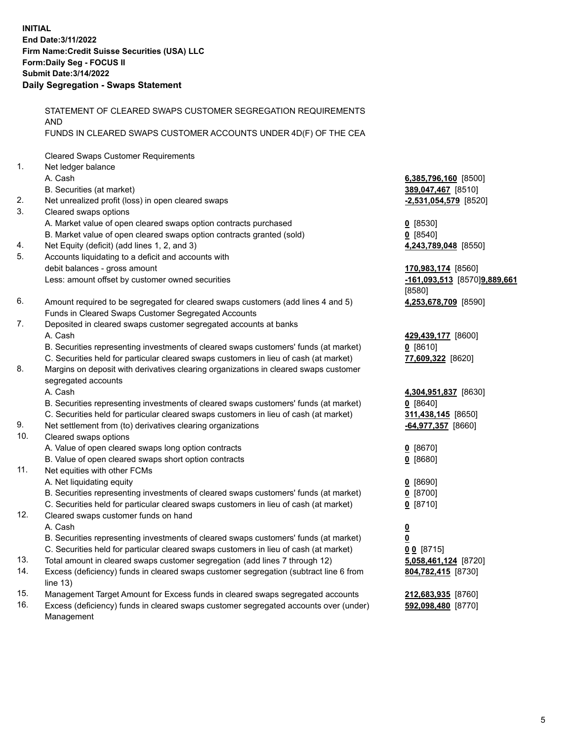**INITIAL**
**End Date:3/11/2022**
**Firm Name:Credit Suisse Securities (USA) LLC**
**Form:Daily Seg - FOCUS II**
**Submit Date:3/14/2022**
**Daily Segregation - Swaps Statement**

STATEMENT OF CLEARED SWAPS CUSTOMER SEGREGATION REQUIREMENTS AND FUNDS IN CLEARED SWAPS CUSTOMER ACCOUNTS UNDER 4D(F) OF THE CEA

| | | |
|---|---|---|
| | Cleared Swaps Customer Requirements | |
| 1. | Net ledger balance | |
| | A. Cash | **6,385,796,160** [8500] |
| | B. Securities (at market) | **389,047,467** [8510] |
| 2. | Net unrealized profit (loss) in open cleared swaps | **-2,531,054,579** [8520] |
| 3. | Cleared swaps options | |
| | A. Market value of open cleared swaps option contracts purchased | **0** [8530] |
| | B. Market value of open cleared swaps option contracts granted (sold) | **0** [8540] |
| 4. | Net Equity (deficit) (add lines 1, 2, and 3) | **4,243,789,048** [8550] |
| 5. | Accounts liquidating to a deficit and accounts with debit balances - gross amount | **170,983,174** [8560] |
| | Less: amount offset by customer owned securities | **-161,093,513** [8570]**9,889,661** [8580] |
| 6. | Amount required to be segregated for cleared swaps customers (add lines 4 and 5) | **4,253,678,709** [8590] |
| | Funds in Cleared Swaps Customer Segregated Accounts | |
| 7. | Deposited in cleared swaps customer segregated accounts at banks | |
| | A. Cash | **429,439,177** [8600] |
| | B. Securities representing investments of cleared swaps customers' funds (at market) | **0** [8610] |
| | C. Securities held for particular cleared swaps customers in lieu of cash (at market) | **77,609,322** [8620] |
| 8. | Margins on deposit with derivatives clearing organizations in cleared swaps customer segregated accounts | |
| | A. Cash | **4,304,951,837** [8630] |
| | B. Securities representing investments of cleared swaps customers' funds (at market) | **0** [8640] |
| | C. Securities held for particular cleared swaps customers in lieu of cash (at market) | **311,438,145** [8650] |
| 9. | Net settlement from (to) derivatives clearing organizations | **-64,977,357** [8660] |
| 10. | Cleared swaps options | |
| | A. Value of open cleared swaps long option contracts | **0** [8670] |
| | B. Value of open cleared swaps short option contracts | **0** [8680] |
| 11. | Net equities with other FCMs | |
| | A. Net liquidating equity | **0** [8690] |
| | B. Securities representing investments of cleared swaps customers' funds (at market) | **0** [8700] |
| | C. Securities held for particular cleared swaps customers in lieu of cash (at market) | **0** [8710] |
| 12. | Cleared swaps customer funds on hand | |
| | A. Cash | **0** |
| | B. Securities representing investments of cleared swaps customers' funds (at market) | **0** |
| | C. Securities held for particular cleared swaps customers in lieu of cash (at market) | **0** **0** [8715] |
| 13. | Total amount in cleared swaps customer segregation (add lines 7 through 12) | **5,058,461,124** [8720] |
| 14. | Excess (deficiency) funds in cleared swaps customer segregation (subtract line 6 from line 13) | **804,782,415** [8730] |
| 15. | Management Target Amount for Excess funds in cleared swaps segregated accounts | **212,683,935** [8760] |
| 16. | Excess (deficiency) funds in cleared swaps customer segregated accounts over (under) Management | **592,098,480** [8770] |